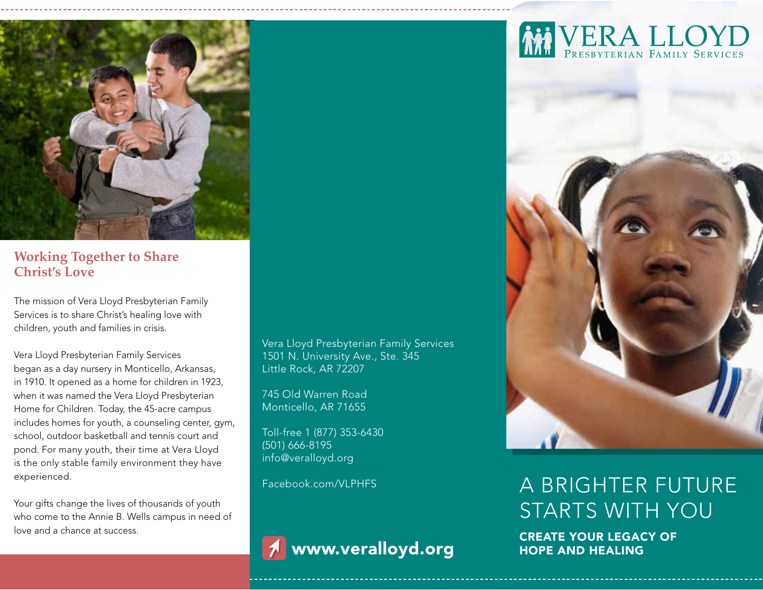## Working Together to Share Christ's Love

The mission of Vera Lloyd Presbyterian Family Services is to share Christ's healing love with children, youth and families in crisis.

Vera Lloyd Presbyterian Family Services began as a day nursery in Monticello, Arkansas, in 1910. It opened as a home for children in 1923, when it was named the Vera Lloyd Presbyterian Home for Children. Today, the 45-acre campus includes homes for youth, a counseling center, gym, school, outdoor basketball and tennis court and pond. For many youth, their time at Vera Lloyd is the only stable family environment they have experienced.

Your gifts change the lives of thousands of youth who come to the Annie B. Wells campus in need of love and a chance at success.

Vera Lloyd Presbyterian Family Services
1501 N. University Ave., Ste. 345
Little Rock, AR 72207

745 Old Warren Road
Monticello, AR 71655

Toll-free 1 (877) 353-6430
(501) 666-8195
info@veralloyd.org

Facebook.com/VLPHFS

**www.veralloyd.org**

# VERA LLOYD
PRESBYTERIAN FAMILY SERVICES

# A BRIGHTER FUTURE STARTS WITH YOU

**CREATE YOUR LEGACY OF HOPE AND HEALING**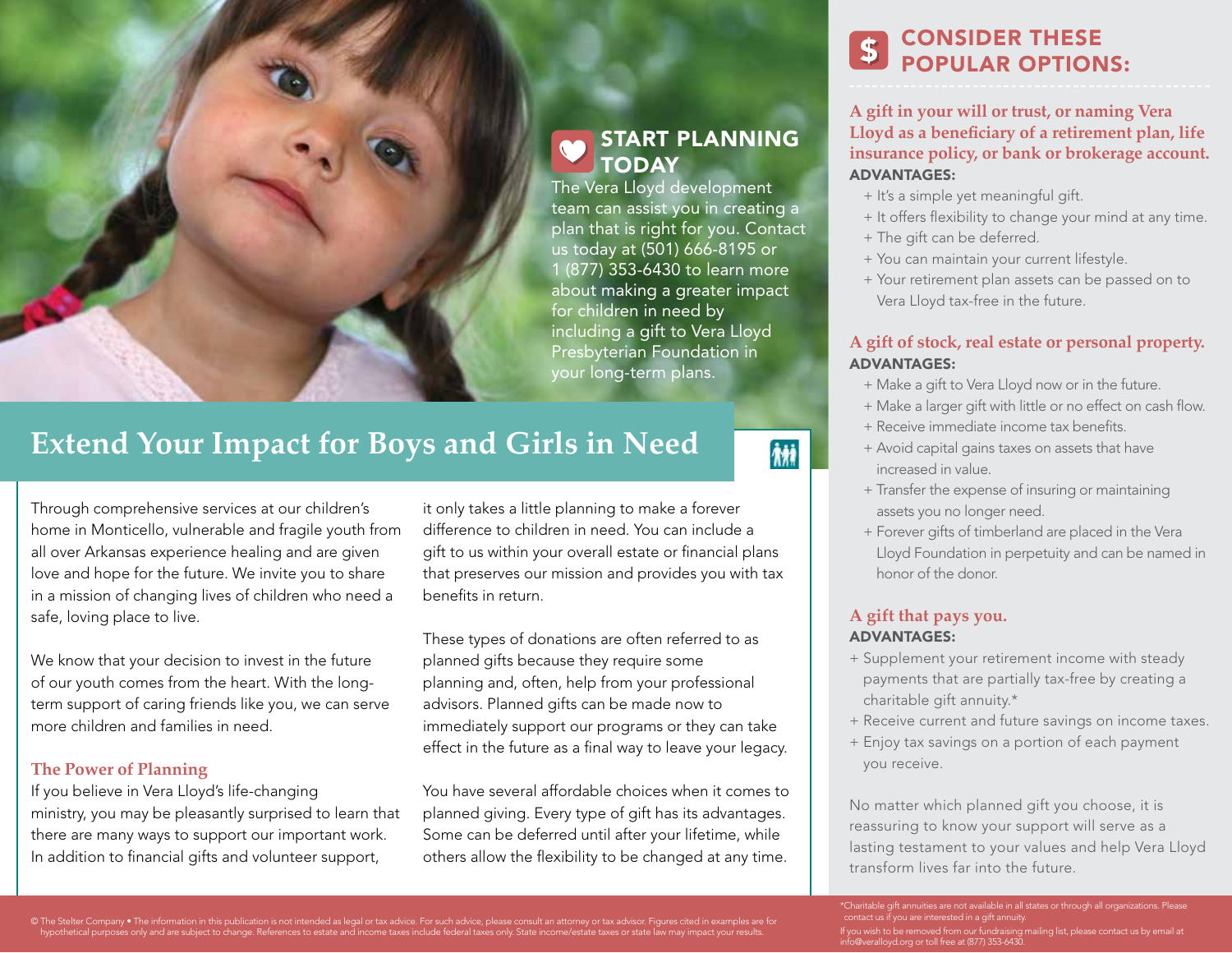## START PLANNING TODAY

The Vera Lloyd development team can assist you in creating a plan that is right for you. Contact us today at (501) 666-8195 or 1 (877) 353-6430 to learn more about making a greater impact for children in need by including a gift to Vera Lloyd Presbyterian Foundation in your long-term plans.

# Extend Your Impact for Boys and Girls in Need

Through comprehensive services at our children's home in Monticello, vulnerable and fragile youth from all over Arkansas experience healing and are given love and hope for the future. We invite you to share in a mission of changing lives of children who need a safe, loving place to live.

We know that your decision to invest in the future of our youth comes from the heart. With the long-term support of caring friends like you, we can serve more children and families in need.

### The Power of Planning

If you believe in Vera Lloyd's life-changing ministry, you may be pleasantly surprised to learn that there are many ways to support our important work. In addition to financial gifts and volunteer support, it only takes a little planning to make a forever difference to children in need. You can include a gift to us within your overall estate or financial plans that preserves our mission and provides you with tax benefits in return.

These types of donations are often referred to as planned gifts because they require some planning and, often, help from your professional advisors. Planned gifts can be made now to immediately support our programs or they can take effect in the future as a final way to leave your legacy.

You have several affordable choices when it comes to planned giving. Every type of gift has its advantages. Some can be deferred until after your lifetime, while others allow the flexibility to be changed at any time.

## CONSIDER THESE POPULAR OPTIONS:

### A gift in your will or trust, or naming Vera Lloyd as a beneficiary of a retirement plan, life insurance policy, or bank or brokerage account.

**ADVANTAGES:**

+ It's a simple yet meaningful gift.
+ It offers flexibility to change your mind at any time.
+ The gift can be deferred.
+ You can maintain your current lifestyle.
+ Your retirement plan assets can be passed on to Vera Lloyd tax-free in the future.

### A gift of stock, real estate or personal property.

**ADVANTAGES:**

+ Make a gift to Vera Lloyd now or in the future.
+ Make a larger gift with little or no effect on cash flow.
+ Receive immediate income tax benefits.
+ Avoid capital gains taxes on assets that have increased in value.
+ Transfer the expense of insuring or maintaining assets you no longer need.
+ Forever gifts of timberland are placed in the Vera Lloyd Foundation in perpetuity and can be named in honor of the donor.

### A gift that pays you.

**ADVANTAGES:**

+ Supplement your retirement income with steady payments that are partially tax-free by creating a charitable gift annuity.*
+ Receive current and future savings on income taxes.
+ Enjoy tax savings on a portion of each payment you receive.

No matter which planned gift you choose, it is reassuring to know your support will serve as a lasting testament to your values and help Vera Lloyd transform lives far into the future.

© The Stelter Company • The information in this publication is not intended as legal or tax advice. For such advice, please consult an attorney or tax advisor. Figures cited in examples are for hypothetical purposes only and are subject to change. References to estate and income taxes include federal taxes only. State income/estate taxes or state law may impact your results.

*Charitable gift annuities are not available in all states or through all organizations. Please contact us if you are interested in a gift annuity.

If you wish to be removed from our fundraising mailing list, please contact us by email at info@veralloyd.org or toll free at (877) 353-6430.